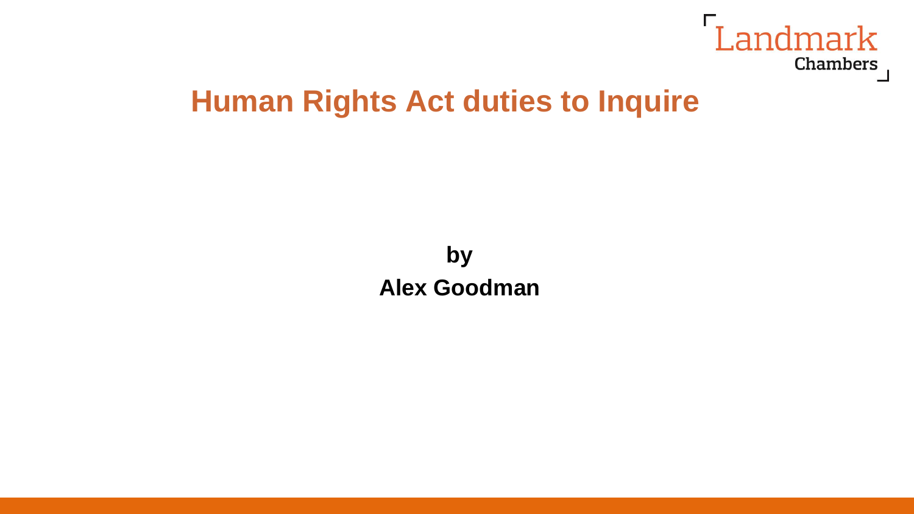Landmark Chambers

# Human Rights Act duties to Inquire

**by**

**Alex Goodman**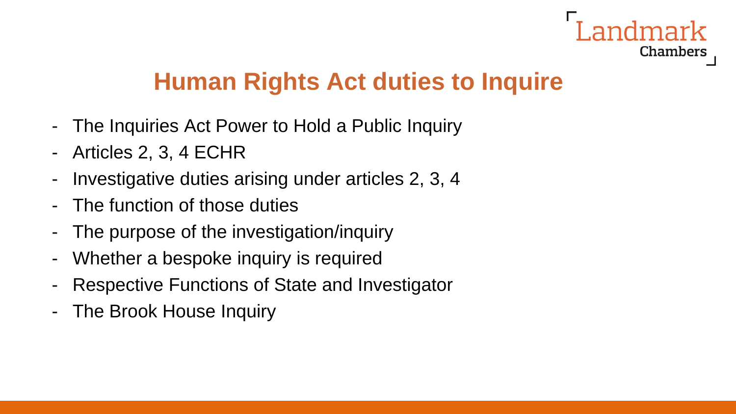# Human Rights Act duties to Inquire

- The Inquiries Act Power to Hold a Public Inquiry
- Articles 2, 3, 4 ECHR
- Investigative duties arising under articles 2, 3, 4
- The function of those duties
- The purpose of the investigation/inquiry
- Whether a bespoke inquiry is required
- Respective Functions of State and Investigator
- The Brook House Inquiry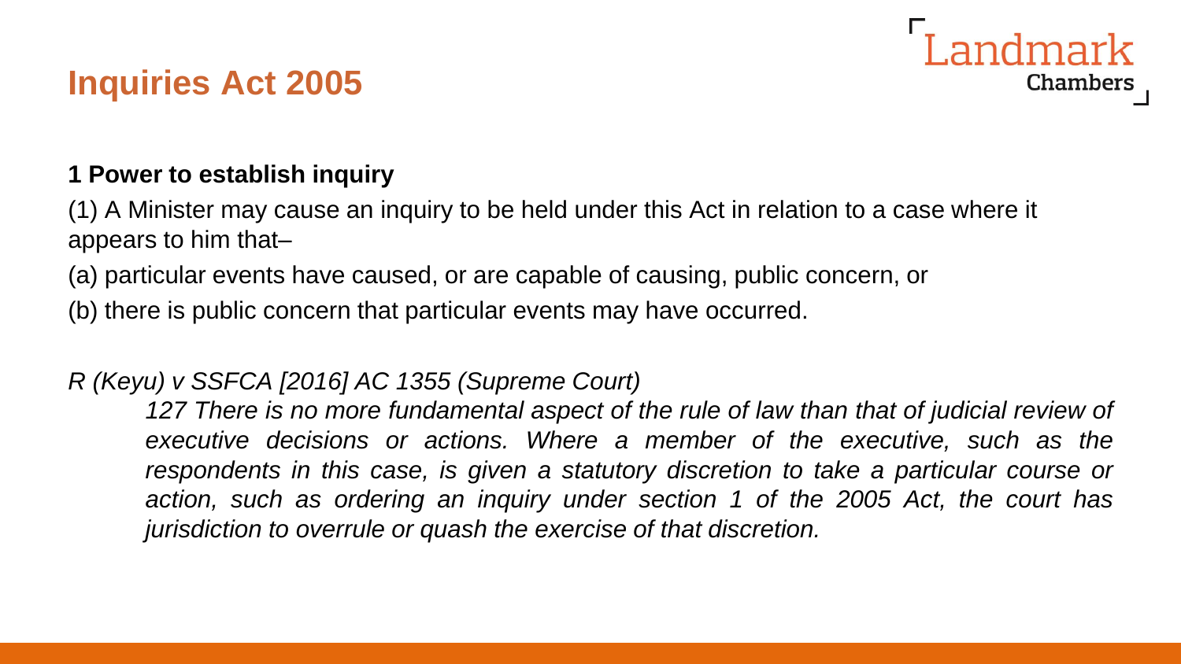# Inquiries Act 2005

**1 Power to establish inquiry**

(1) A Minister may cause an inquiry to be held under this Act in relation to a case where it appears to him that–

(a) particular events have caused, or are capable of causing, public concern, or

(b) there is public concern that particular events may have occurred.

*R (Keyu) v SSFCA [2016] AC 1355 (Supreme Court)*

> *127 There is no more fundamental aspect of the rule of law than that of judicial review of executive decisions or actions. Where a member of the executive, such as the respondents in this case, is given a statutory discretion to take a particular course or action, such as ordering an inquiry under section 1 of the 2005 Act, the court has jurisdiction to overrule or quash the exercise of that discretion.*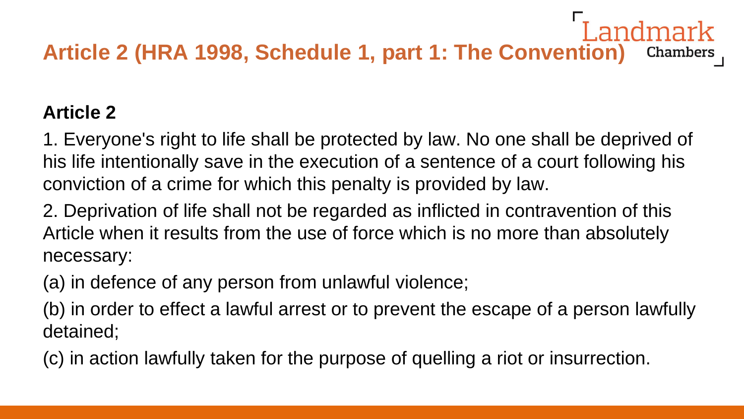# Article 2 (HRA 1998, Schedule 1, part 1: The Convention)

**Article 2**

1. Everyone's right to life shall be protected by law. No one shall be deprived of his life intentionally save in the execution of a sentence of a court following his conviction of a crime for which this penalty is provided by law.

2. Deprivation of life shall not be regarded as inflicted in contravention of this Article when it results from the use of force which is no more than absolutely necessary:

(a) in defence of any person from unlawful violence;

(b) in order to effect a lawful arrest or to prevent the escape of a person lawfully detained;

(c) in action lawfully taken for the purpose of quelling a riot or insurrection.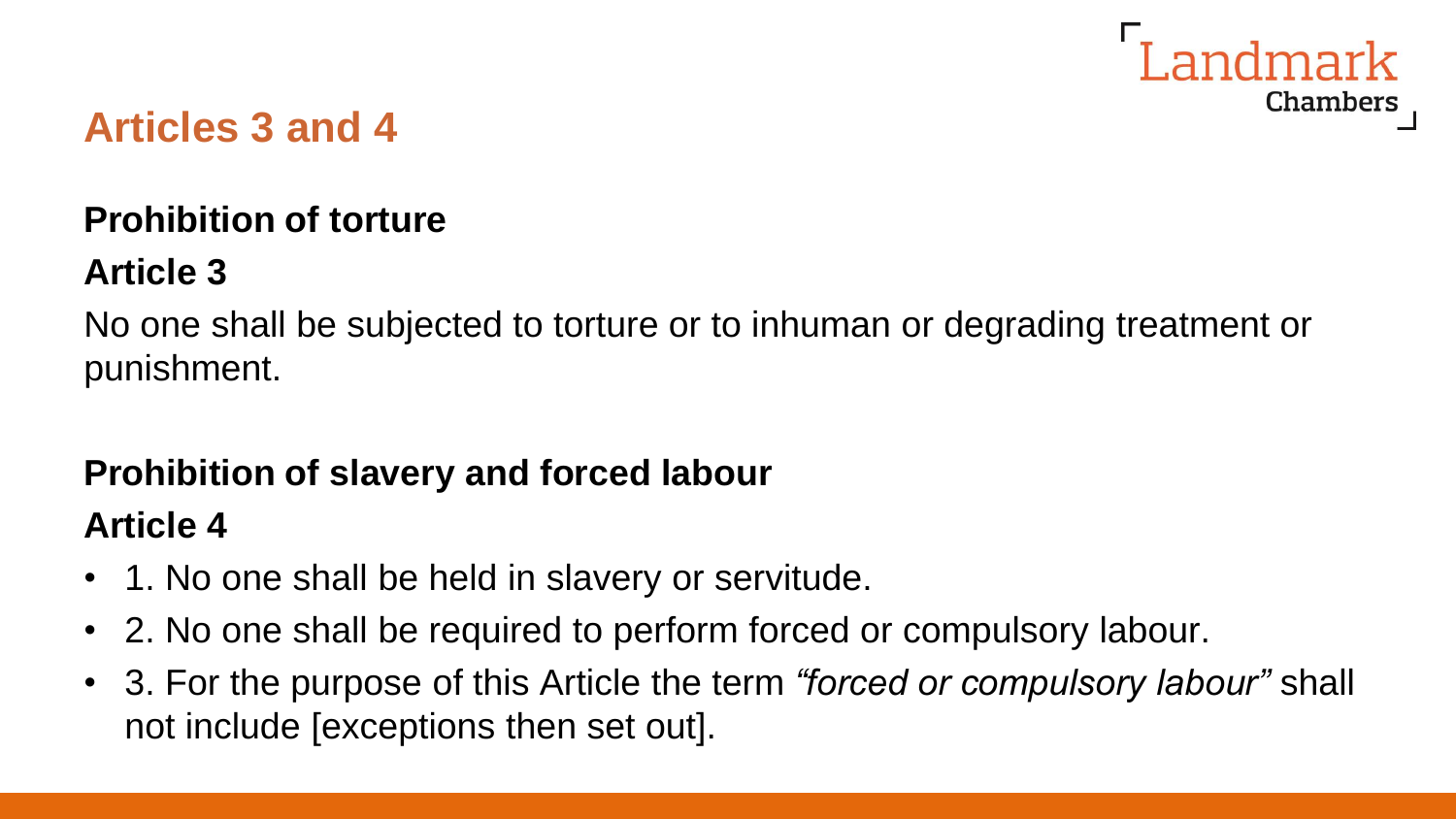## Articles 3 and 4

**Prohibition of torture**

**Article 3**

No one shall be subjected to torture or to inhuman or degrading treatment or punishment.

**Prohibition of slavery and forced labour**

**Article 4**

- 1. No one shall be held in slavery or servitude.
- 2. No one shall be required to perform forced or compulsory labour.
- 3. For the purpose of this Article the term *"forced or compulsory labour"* shall not include [exceptions then set out].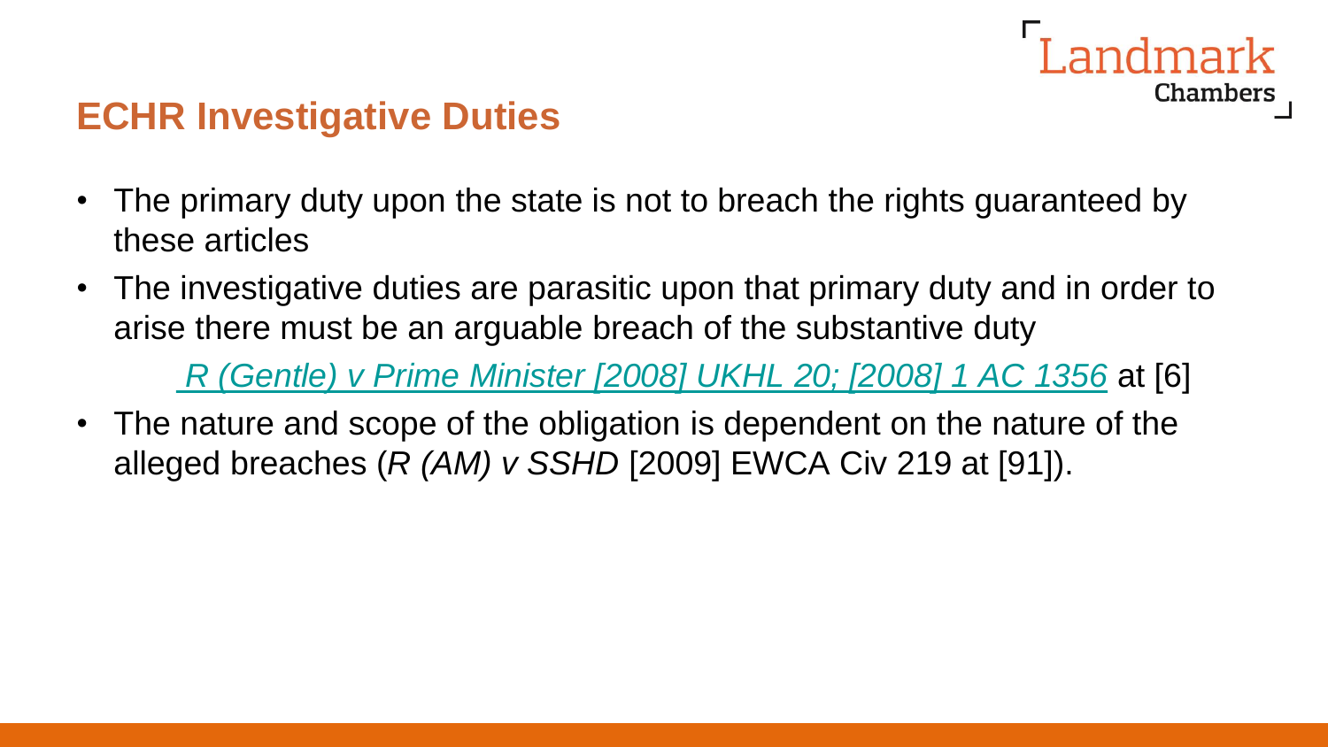## ECHR Investigative Duties

- The primary duty upon the state is not to breach the rights guaranteed by these articles
- The investigative duties are parasitic upon that primary duty and in order to arise there must be an arguable breach of the substantive duty

  *R (Gentle) v Prime Minister [2008] UKHL 20; [2008] 1 AC 1356* at [6]

- The nature and scope of the obligation is dependent on the nature of the alleged breaches (*R (AM) v SSHD* [2009] EWCA Civ 219 at [91]).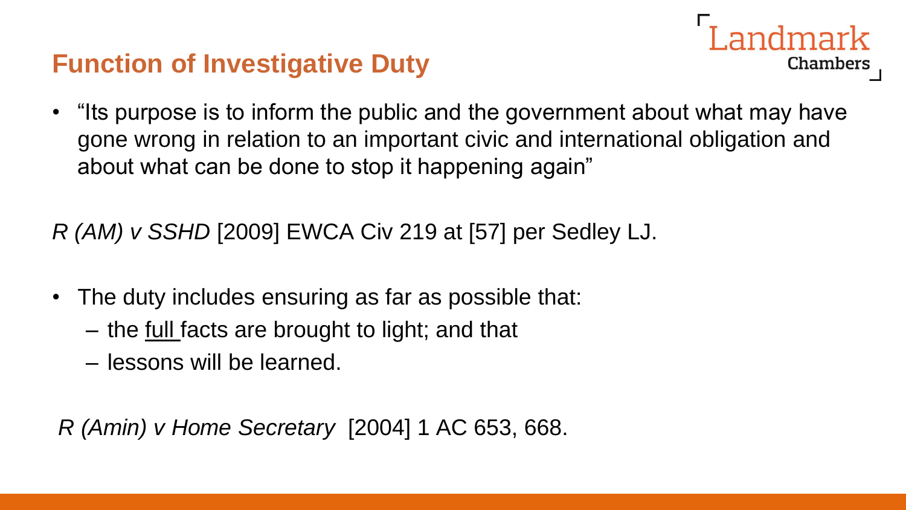## Function of Investigative Duty

- "Its purpose is to inform the public and the government about what may have gone wrong in relation to an important civic and international obligation and about what can be done to stop it happening again"

*R (AM) v SSHD* [2009] EWCA Civ 219 at [57] per Sedley LJ.

- The duty includes ensuring as far as possible that:
  - the <u>full</u> facts are brought to light; and that
  - lessons will be learned.

*R (Amin) v Home Secretary* [2004] 1 AC 653, 668.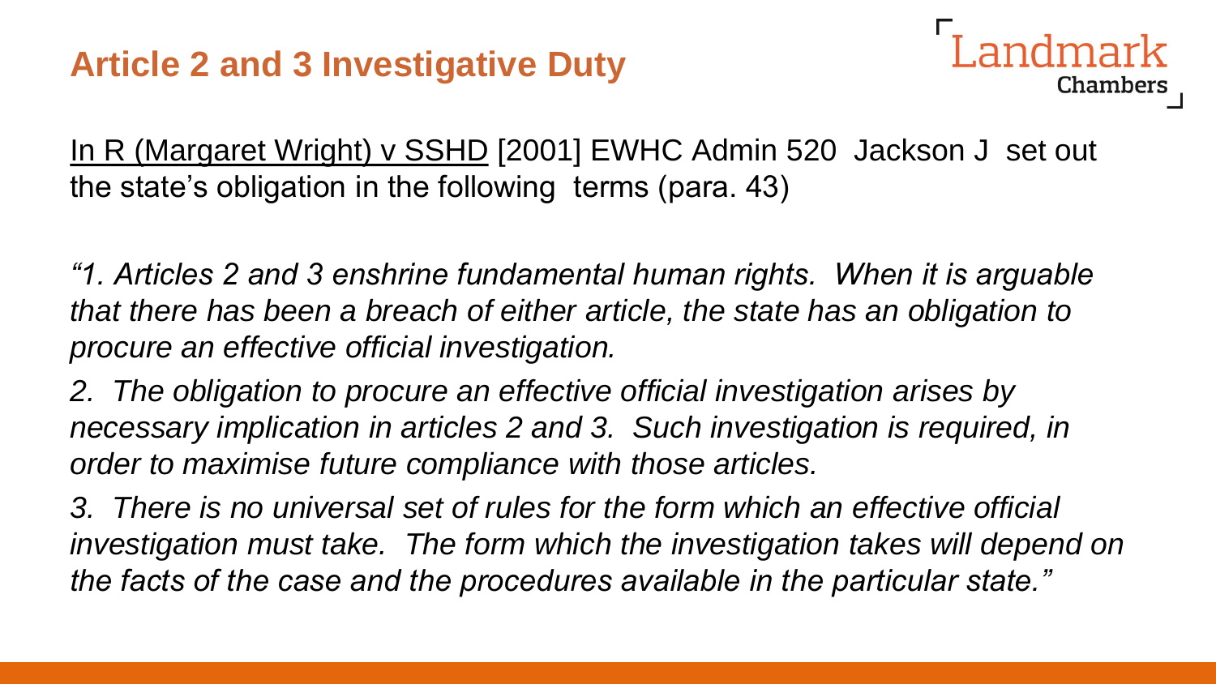## Article 2 and 3 Investigative Duty

In R (Margaret Wright) v SSHD [2001] EWHC Admin 520 Jackson J set out the state's obligation in the following terms (para. 43)

*"1. Articles 2 and 3 enshrine fundamental human rights. When it is arguable that there has been a breach of either article, the state has an obligation to procure an effective official investigation.*

*2. The obligation to procure an effective official investigation arises by necessary implication in articles 2 and 3. Such investigation is required, in order to maximise future compliance with those articles.*

*3. There is no universal set of rules for the form which an effective official investigation must take. The form which the investigation takes will depend on the facts of the case and the procedures available in the particular state."*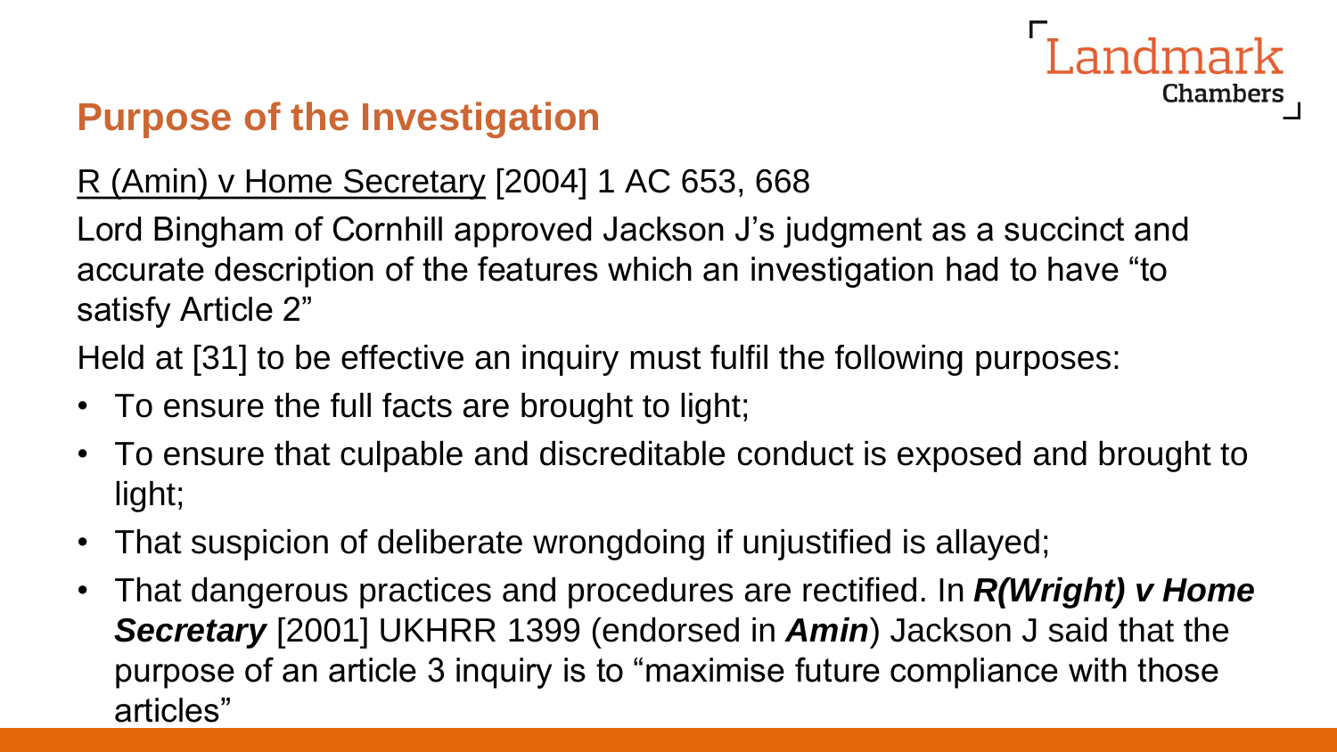## Purpose of the Investigation

<u>R (Amin) v Home Secretary</u> [2004] 1 AC 653, 668

Lord Bingham of Cornhill approved Jackson J's judgment as a succinct and accurate description of the features which an investigation had to have "to satisfy Article 2"

Held at [31] to be effective an inquiry must fulfil the following purposes:

- To ensure the full facts are brought to light;
- To ensure that culpable and discreditable conduct is exposed and brought to light;
- That suspicion of deliberate wrongdoing if unjustified is allayed;
- That dangerous practices and procedures are rectified. In ***R(Wright) v Home Secretary*** [2001] UKHRR 1399 (endorsed in ***Amin***) Jackson J said that the purpose of an article 3 inquiry is to "maximise future compliance with those articles"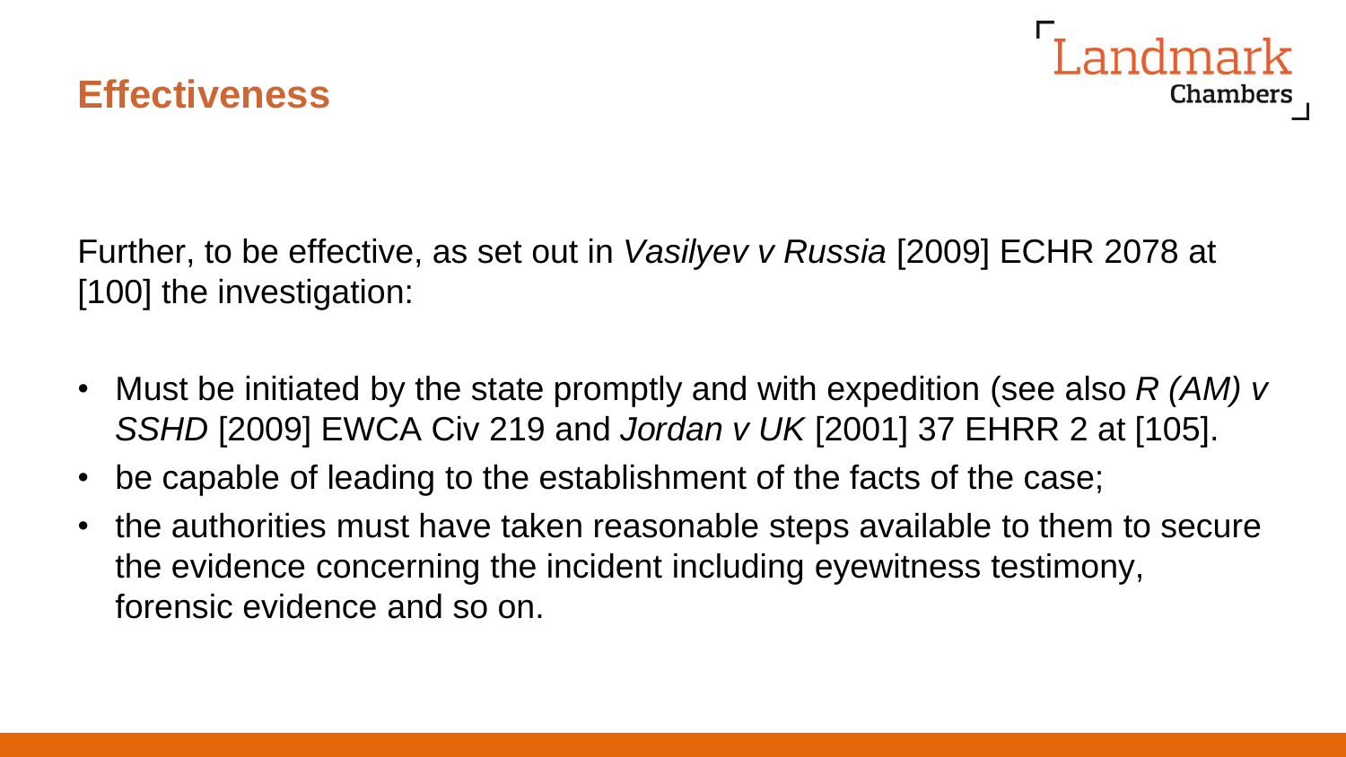## Effectiveness

Further, to be effective, as set out in *Vasilyev v Russia* [2009] ECHR 2078 at [100] the investigation:

- Must be initiated by the state promptly and with expedition (see also *R (AM) v SSHD* [2009] EWCA Civ 219 and *Jordan v UK* [2001] 37 EHRR 2 at [105].
- be capable of leading to the establishment of the facts of the case;
- the authorities must have taken reasonable steps available to them to secure the evidence concerning the incident including eyewitness testimony, forensic evidence and so on.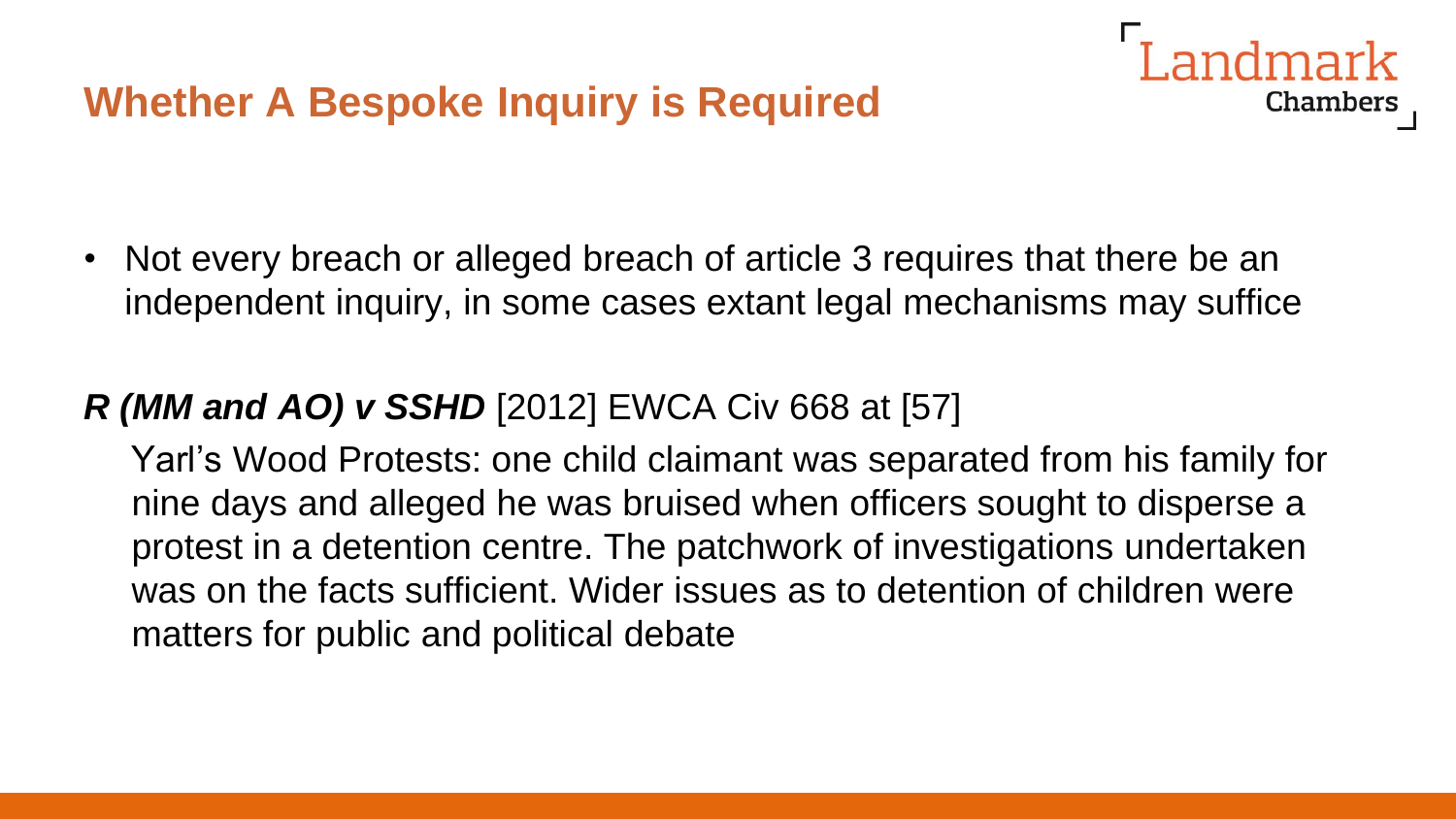## Whether A Bespoke Inquiry is Required

- Not every breach or alleged breach of article 3 requires that there be an independent inquiry, in some cases extant legal mechanisms may suffice

***R (MM and AO) v SSHD*** [2012] EWCA Civ 668 at [57]

Yarl's Wood Protests: one child claimant was separated from his family for nine days and alleged he was bruised when officers sought to disperse a protest in a detention centre. The patchwork of investigations undertaken was on the facts sufficient. Wider issues as to detention of children were matters for public and political debate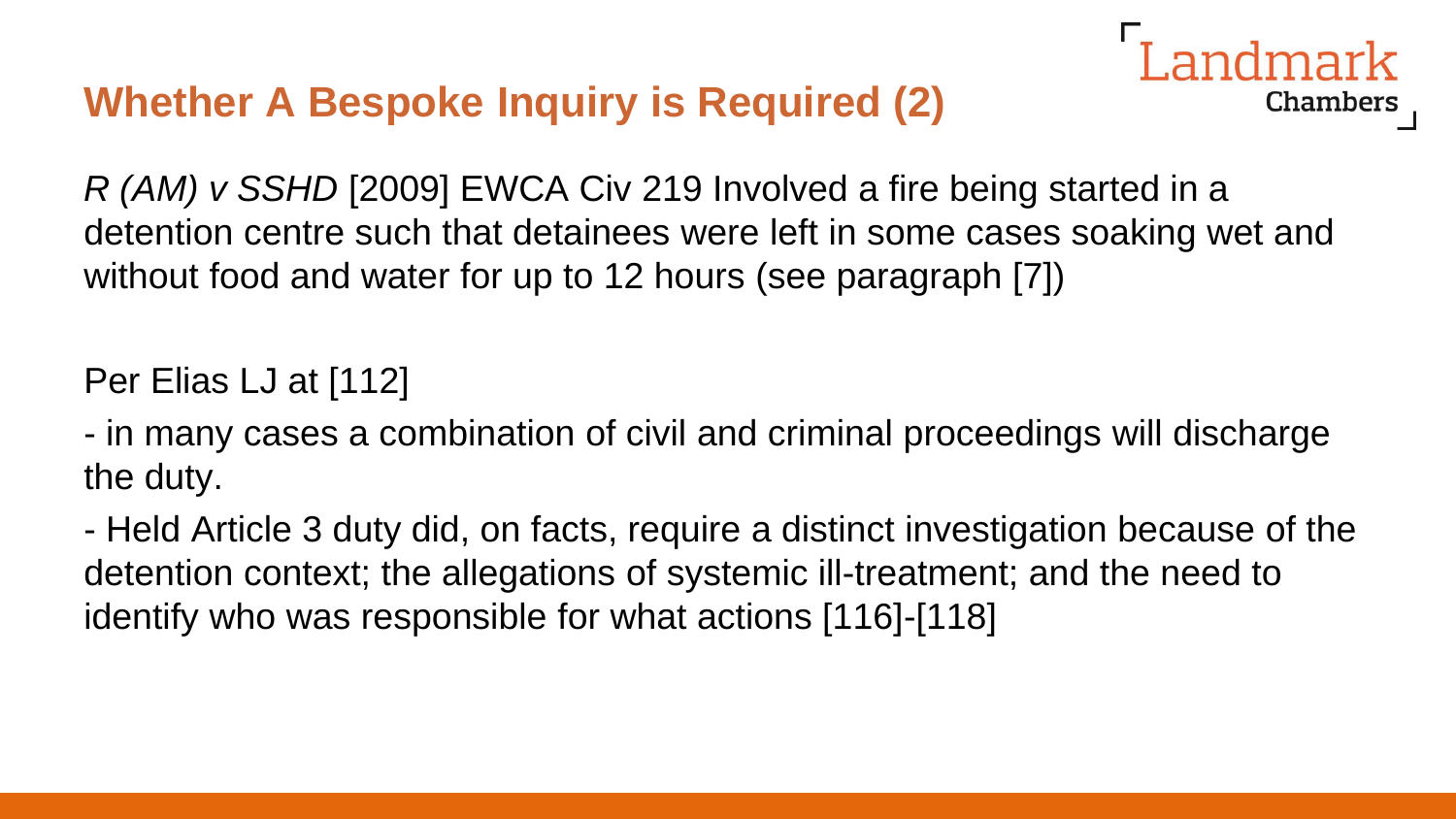## Whether A Bespoke Inquiry is Required (2)

*R (AM) v SSHD* [2009] EWCA Civ 219 Involved a fire being started in a detention centre such that detainees were left in some cases soaking wet and without food and water for up to 12 hours (see paragraph [7])

Per Elias LJ at [112]

- in many cases a combination of civil and criminal proceedings will discharge the duty.
- Held Article 3 duty did, on facts, require a distinct investigation because of the detention context; the allegations of systemic ill-treatment; and the need to identify who was responsible for what actions [116]-[118]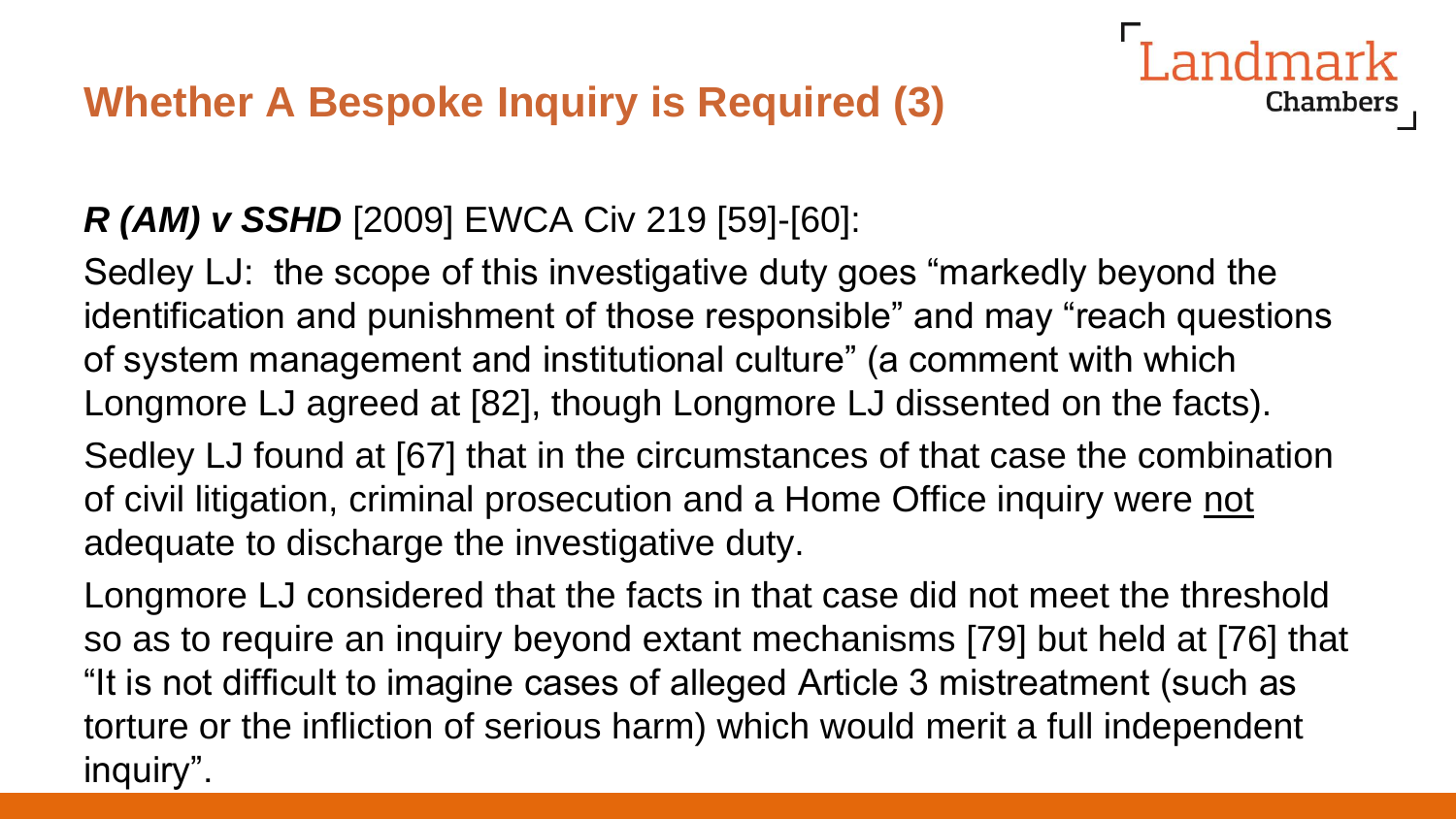## Whether A Bespoke Inquiry is Required (3)

***R (AM) v SSHD*** [2009] EWCA Civ 219 [59]-[60]:

Sedley LJ: the scope of this investigative duty goes "markedly beyond the identification and punishment of those responsible" and may "reach questions of system management and institutional culture" (a comment with which Longmore LJ agreed at [82], though Longmore LJ dissented on the facts).

Sedley LJ found at [67] that in the circumstances of that case the combination of civil litigation, criminal prosecution and a Home Office inquiry were <u>not</u> adequate to discharge the investigative duty.

Longmore LJ considered that the facts in that case did not meet the threshold so as to require an inquiry beyond extant mechanisms [79] but held at [76] that "It is not difficult to imagine cases of alleged Article 3 mistreatment (such as torture or the infliction of serious harm) which would merit a full independent inquiry".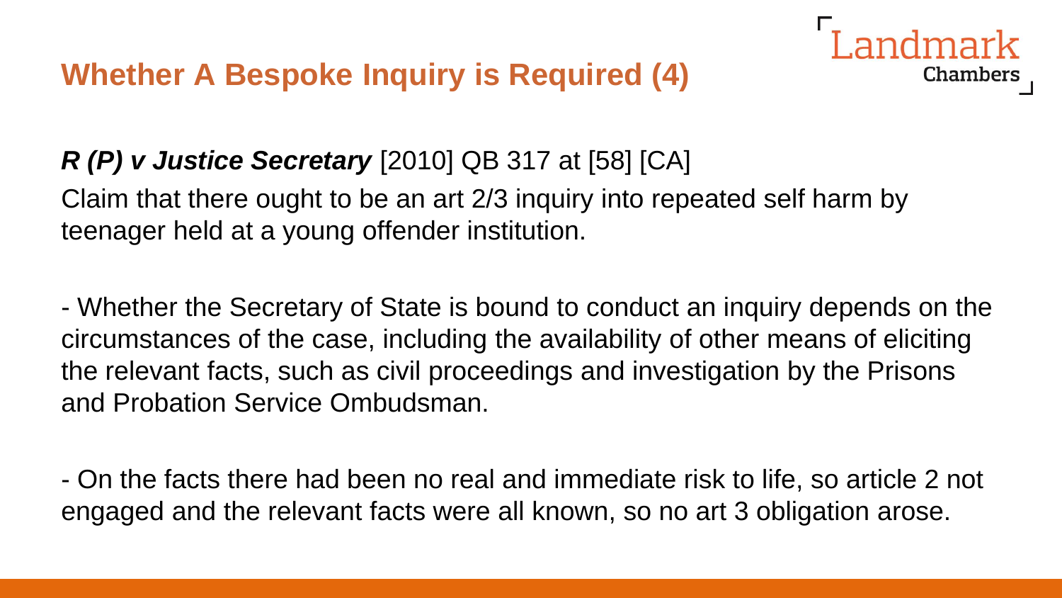## Whether A Bespoke Inquiry is Required (4)

***R (P) v Justice Secretary*** [2010] QB 317 at [58] [CA]

Claim that there ought to be an art 2/3 inquiry into repeated self harm by teenager held at a young offender institution.

- Whether the Secretary of State is bound to conduct an inquiry depends on the circumstances of the case, including the availability of other means of eliciting the relevant facts, such as civil proceedings and investigation by the Prisons and Probation Service Ombudsman.

- On the facts there had been no real and immediate risk to life, so article 2 not engaged and the relevant facts were all known, so no art 3 obligation arose.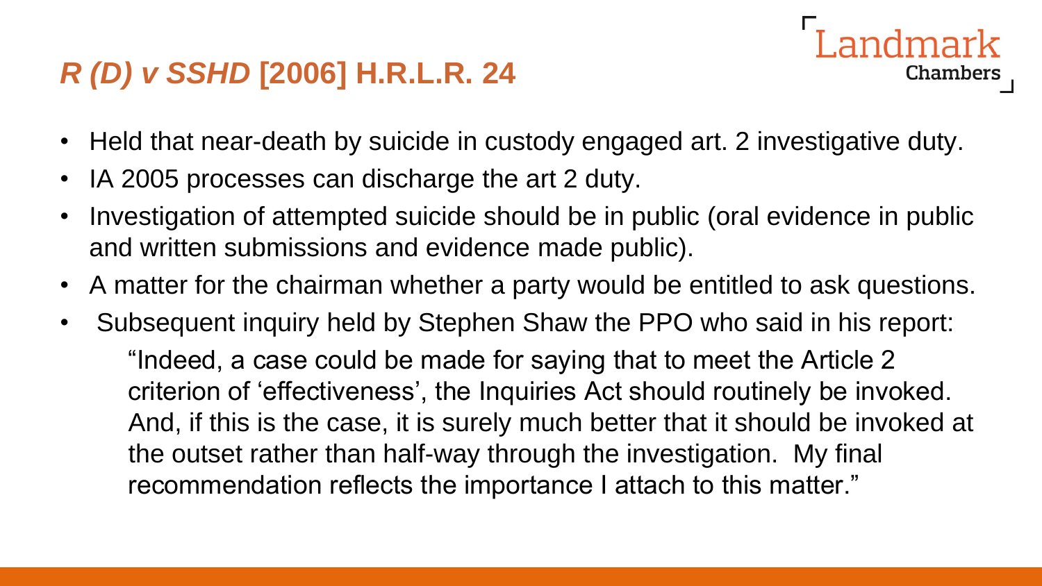## *R (D) v SSHD* [2006] H.R.L.R. 24

- Held that near-death by suicide in custody engaged art. 2 investigative duty.
- IA 2005 processes can discharge the art 2 duty.
- Investigation of attempted suicide should be in public (oral evidence in public and written submissions and evidence made public).
- A matter for the chairman whether a party would be entitled to ask questions.
- Subsequent inquiry held by Stephen Shaw the PPO who said in his report:

  "Indeed, a case could be made for saying that to meet the Article 2 criterion of 'effectiveness', the Inquiries Act should routinely be invoked. And, if this is the case, it is surely much better that it should be invoked at the outset rather than half-way through the investigation. My final recommendation reflects the importance I attach to this matter."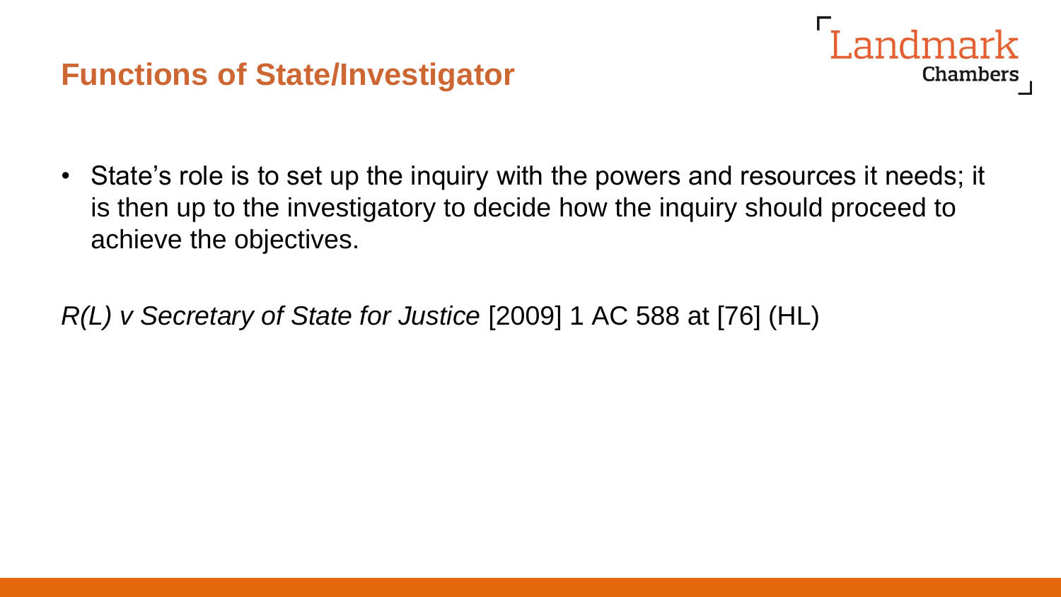## Functions of State/Investigator

- State's role is to set up the inquiry with the powers and resources it needs; it is then up to the investigatory to decide how the inquiry should proceed to achieve the objectives.

*R(L) v Secretary of State for Justice* [2009] 1 AC 588 at [76] (HL)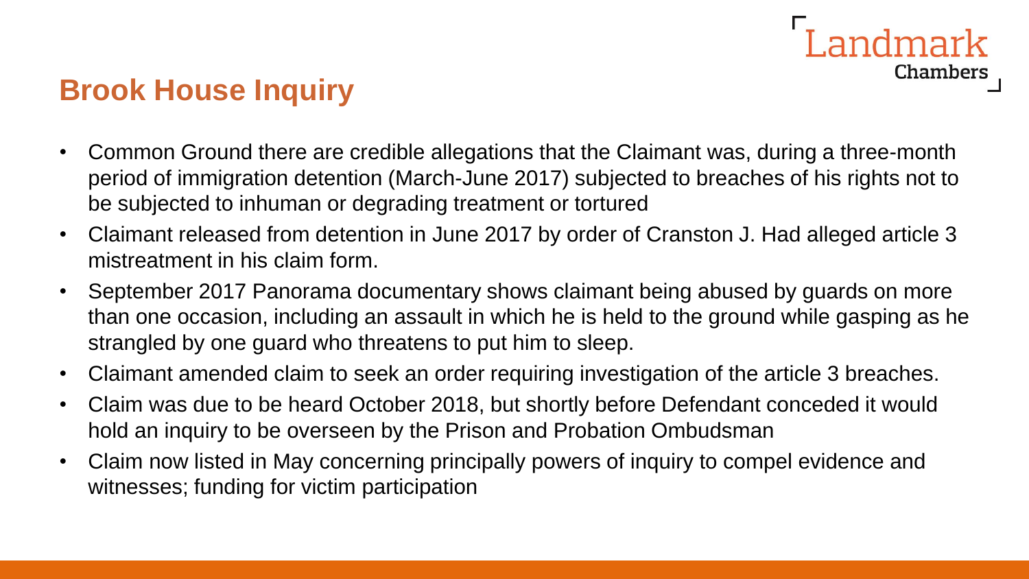## Brook House Inquiry

- Common Ground there are credible allegations that the Claimant was, during a three-month period of immigration detention (March-June 2017) subjected to breaches of his rights not to be subjected to inhuman or degrading treatment or tortured
- Claimant released from detention in June 2017 by order of Cranston J. Had alleged article 3 mistreatment in his claim form.
- September 2017 Panorama documentary shows claimant being abused by guards on more than one occasion, including an assault in which he is held to the ground while gasping as he strangled by one guard who threatens to put him to sleep.
- Claimant amended claim to seek an order requiring investigation of the article 3 breaches.
- Claim was due to be heard October 2018, but shortly before Defendant conceded it would hold an inquiry to be overseen by the Prison and Probation Ombudsman
- Claim now listed in May concerning principally powers of inquiry to compel evidence and witnesses; funding for victim participation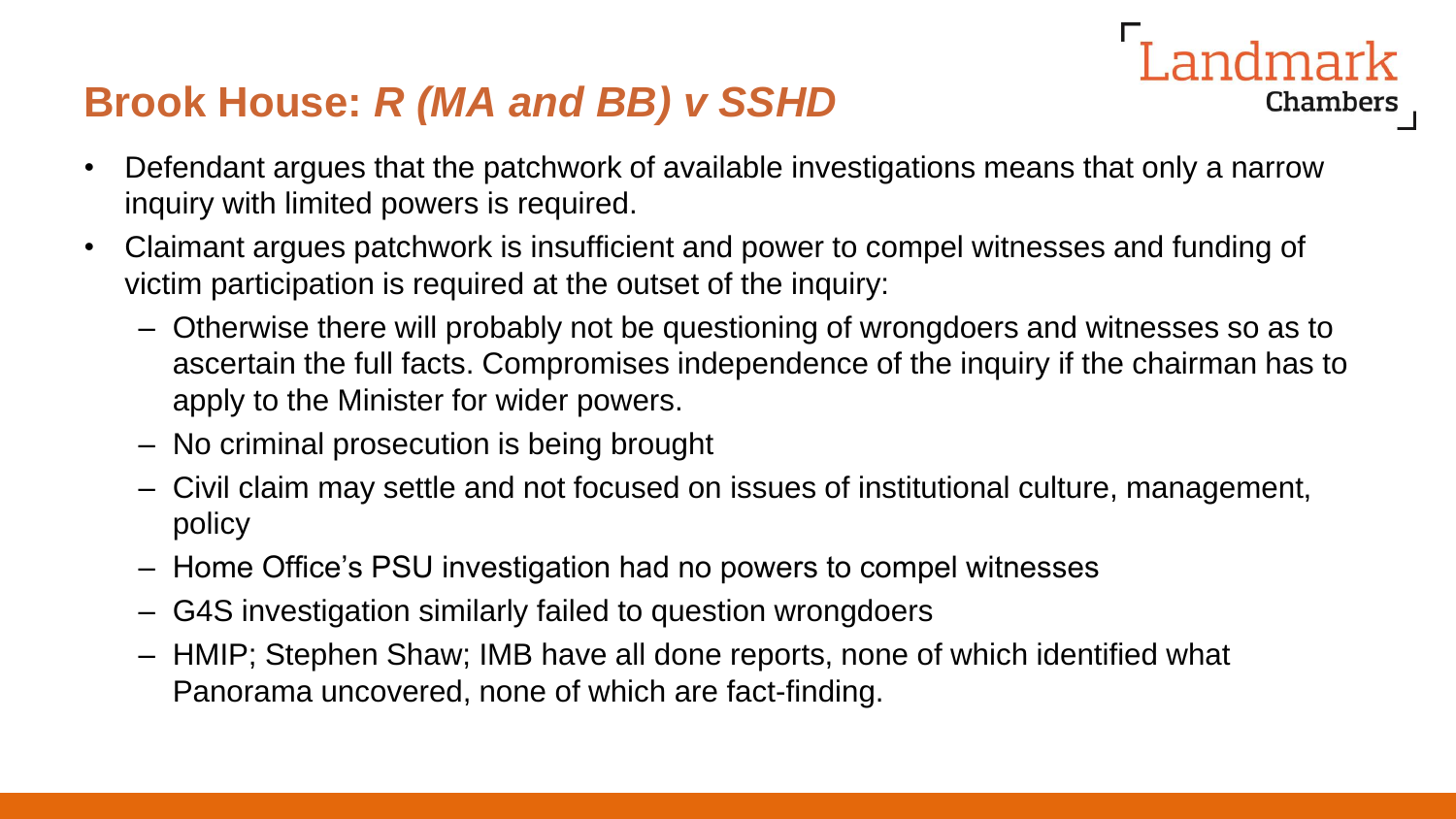## Brook House: *R (MA and BB) v SSHD*

- Defendant argues that the patchwork of available investigations means that only a narrow inquiry with limited powers is required.
- Claimant argues patchwork is insufficient and power to compel witnesses and funding of victim participation is required at the outset of the inquiry:
  - Otherwise there will probably not be questioning of wrongdoers and witnesses so as to ascertain the full facts. Compromises independence of the inquiry if the chairman has to apply to the Minister for wider powers.
  - No criminal prosecution is being brought
  - Civil claim may settle and not focused on issues of institutional culture, management, policy
  - Home Office's PSU investigation had no powers to compel witnesses
  - G4S investigation similarly failed to question wrongdoers
  - HMIP; Stephen Shaw; IMB have all done reports, none of which identified what Panorama uncovered, none of which are fact-finding.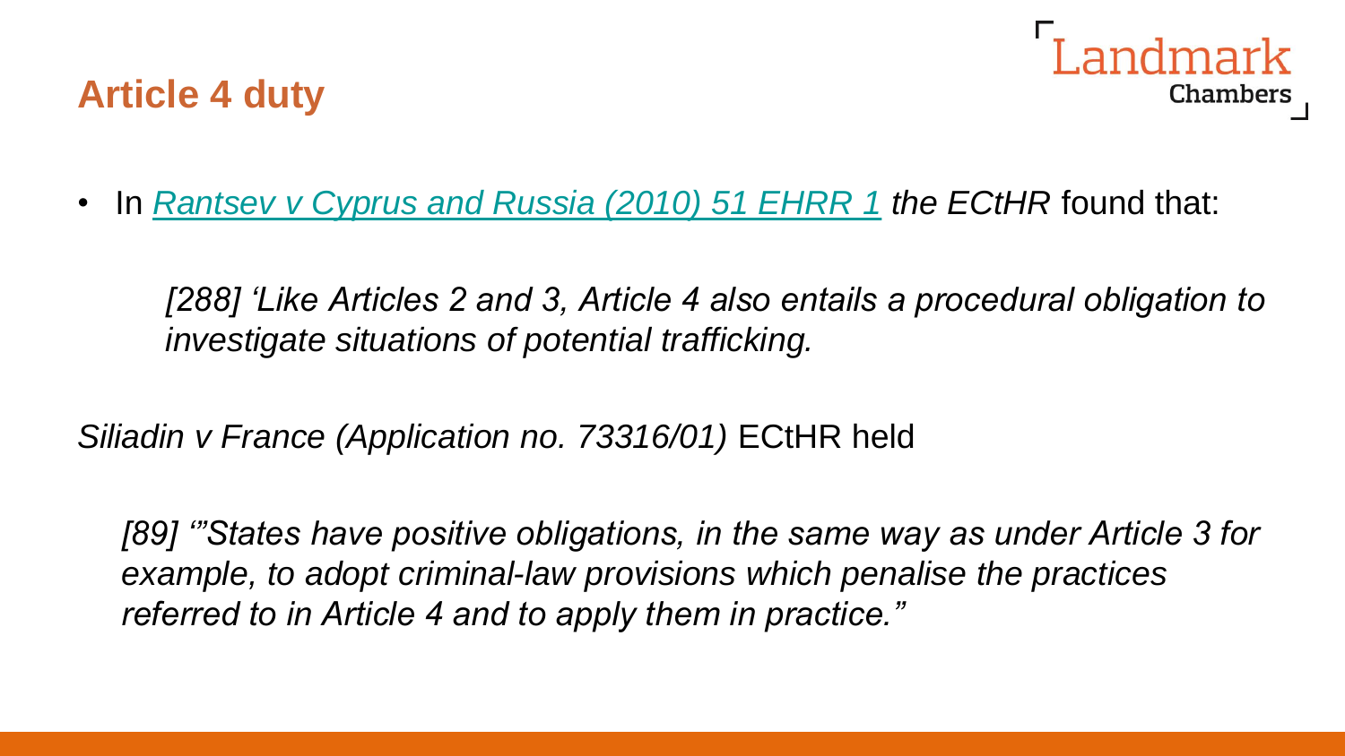## Article 4 duty

- In [Rantsev v Cyprus and Russia (2010) 51 EHRR 1]() *the ECtHR* found that:

  *[288] ‘Like Articles 2 and 3, Article 4 also entails a procedural obligation to investigate situations of potential trafficking.*

*Siliadin v France (Application no. 73316/01)* ECtHR held

*[89] ‘”States have positive obligations, in the same way as under Article 3 for example, to adopt criminal-law provisions which penalise the practices referred to in Article 4 and to apply them in practice.”*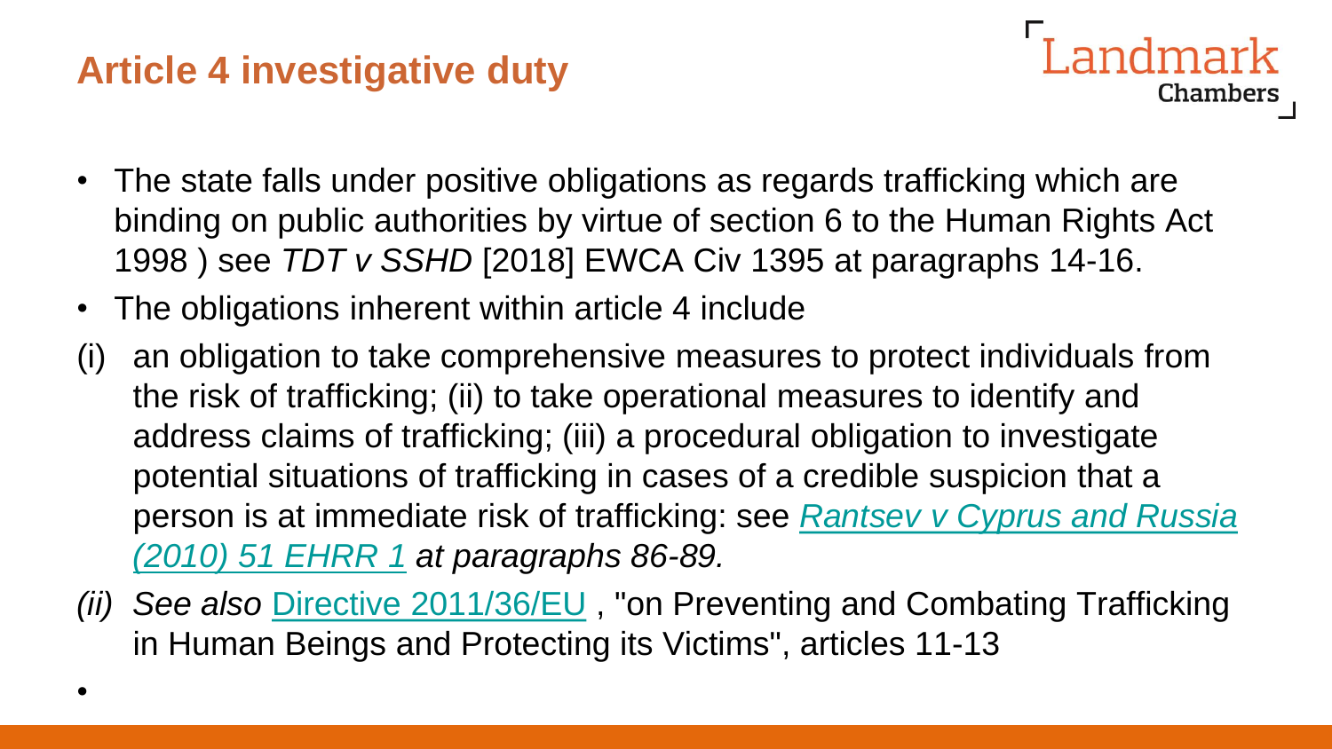## Article 4 investigative duty

- The state falls under positive obligations as regards trafficking which are binding on public authorities by virtue of section 6 to the Human Rights Act 1998 ) see *TDT v SSHD* [2018] EWCA Civ 1395 at paragraphs 14-16.
- The obligations inherent within article 4 include

(i) an obligation to take comprehensive measures to protect individuals from the risk of trafficking; (ii) to take operational measures to identify and address claims of trafficking; (iii) a procedural obligation to investigate potential situations of trafficking in cases of a credible suspicion that a person is at immediate risk of trafficking: see *Rantsev v Cyprus and Russia (2010) 51 EHRR 1 at paragraphs 86-89.*

*(ii) See also* Directive 2011/36/EU , "on Preventing and Combating Trafficking in Human Beings and Protecting its Victims", articles 11-13

-